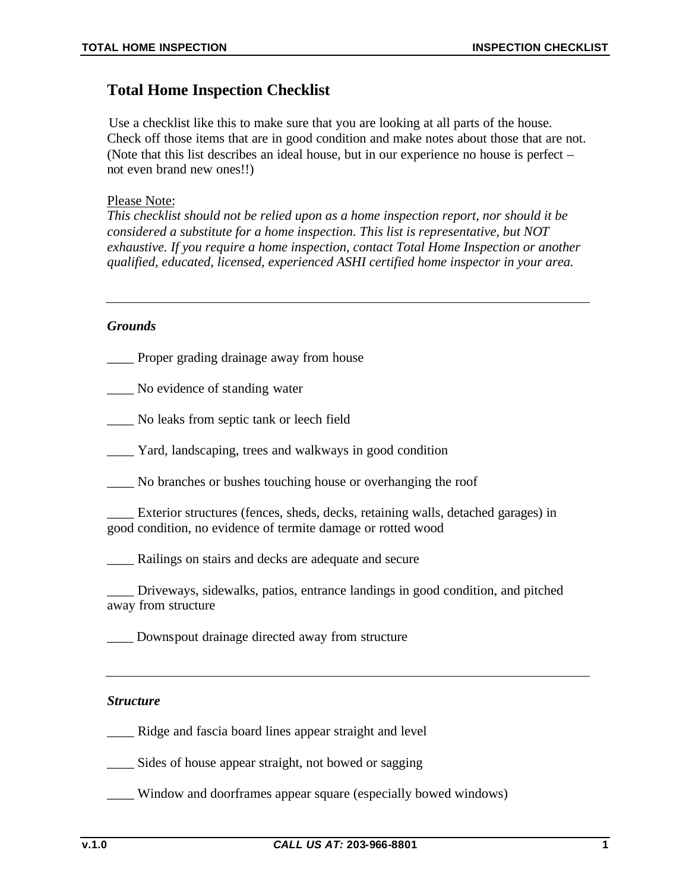# Total Home Inspection Checklist

Use a checklist like this to make sure that you are looking at all parts of the house. Check off those items that are in good condition and make notes about those that are not. (Note that this list describes an ideal house, but in our experience no house is perfect – not even brand new ones!!)

Please Note:
*This checklist should not be relied upon as a home inspection report, nor should it be considered a substitute for a home inspection. This list is representative, but NOT exhaustive. If you require a home inspection, contact Total Home Inspection or another qualified, educated, licensed, experienced ASHI certified home inspector in your area.*

---

***Grounds***

____ Proper grading drainage away from house

____ No evidence of standing water

____ No leaks from septic tank or leech field

____ Yard, landscaping, trees and walkways in good condition

____ No branches or bushes touching house or overhanging the roof

____ Exterior structures (fences, sheds, decks, retaining walls, detached garages) in good condition, no evidence of termite damage or rotted wood

____ Railings on stairs and decks are adequate and secure

____ Driveways, sidewalks, patios, entrance landings in good condition, and pitched away from structure

____ Downspout drainage directed away from structure

---

***Structure***

____ Ridge and fascia board lines appear straight and level

____ Sides of house appear straight, not bowed or sagging

____ Window and doorframes appear square (especially bowed windows)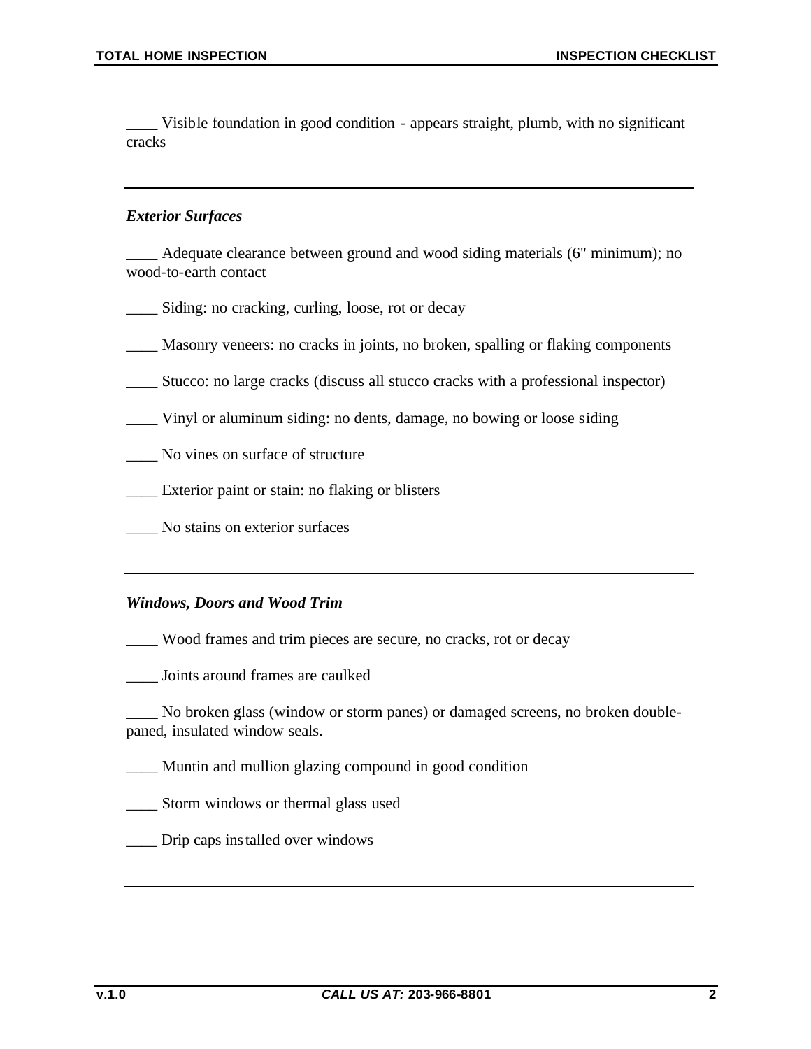____ Visible foundation in good condition - appears straight, plumb, with no significant cracks

---

### *Exterior Surfaces*

____ Adequate clearance between ground and wood siding materials (6" minimum); no wood-to-earth contact

____ Siding: no cracking, curling, loose, rot or decay

____ Masonry veneers: no cracks in joints, no broken, spalling or flaking components

____ Stucco: no large cracks (discuss all stucco cracks with a professional inspector)

____ Vinyl or aluminum siding: no dents, damage, no bowing or loose siding

____ No vines on surface of structure

____ Exterior paint or stain: no flaking or blisters

____ No stains on exterior surfaces

---

### *Windows, Doors and Wood Trim*

____ Wood frames and trim pieces are secure, no cracks, rot or decay

____ Joints around frames are caulked

____ No broken glass (window or storm panes) or damaged screens, no broken double-paned, insulated window seals.

____ Muntin and mullion glazing compound in good condition

____ Storm windows or thermal glass used

____ Drip caps installed over windows

---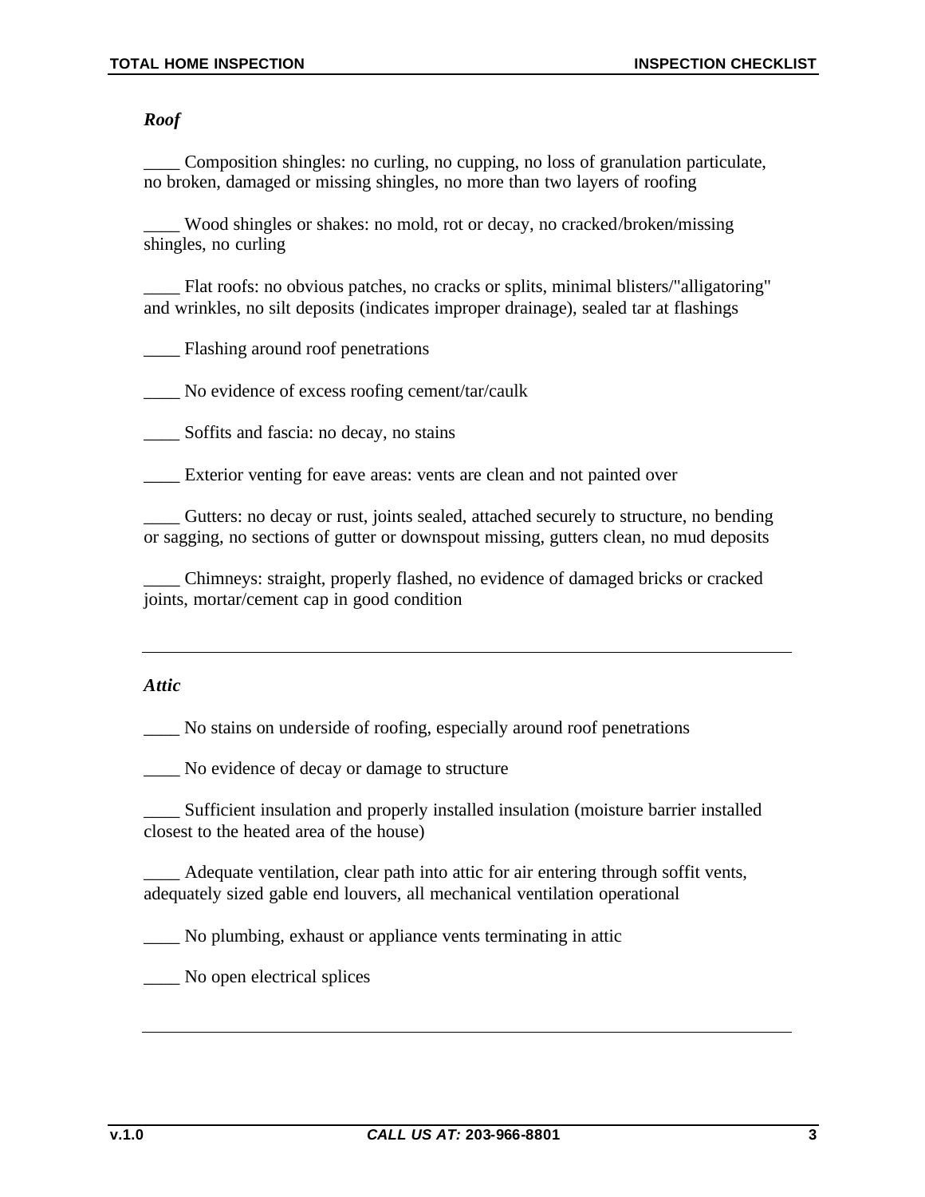*Roof*

____ Composition shingles: no curling, no cupping, no loss of granulation particulate, no broken, damaged or missing shingles, no more than two layers of roofing

____ Wood shingles or shakes: no mold, rot or decay, no cracked/broken/missing shingles, no curling

____ Flat roofs: no obvious patches, no cracks or splits, minimal blisters/"alligatoring" and wrinkles, no silt deposits (indicates improper drainage), sealed tar at flashings

____ Flashing around roof penetrations

____ No evidence of excess roofing cement/tar/caulk

____ Soffits and fascia: no decay, no stains

____ Exterior venting for eave areas: vents are clean and not painted over

____ Gutters: no decay or rust, joints sealed, attached securely to structure, no bending or sagging, no sections of gutter or downspout missing, gutters clean, no mud deposits

____ Chimneys: straight, properly flashed, no evidence of damaged bricks or cracked joints, mortar/cement cap in good condition

---

*Attic*

____ No stains on underside of roofing, especially around roof penetrations

____ No evidence of decay or damage to structure

____ Sufficient insulation and properly installed insulation (moisture barrier installed closest to the heated area of the house)

____ Adequate ventilation, clear path into attic for air entering through soffit vents, adequately sized gable end louvers, all mechanical ventilation operational

____ No plumbing, exhaust or appliance vents terminating in attic

____ No open electrical splices

---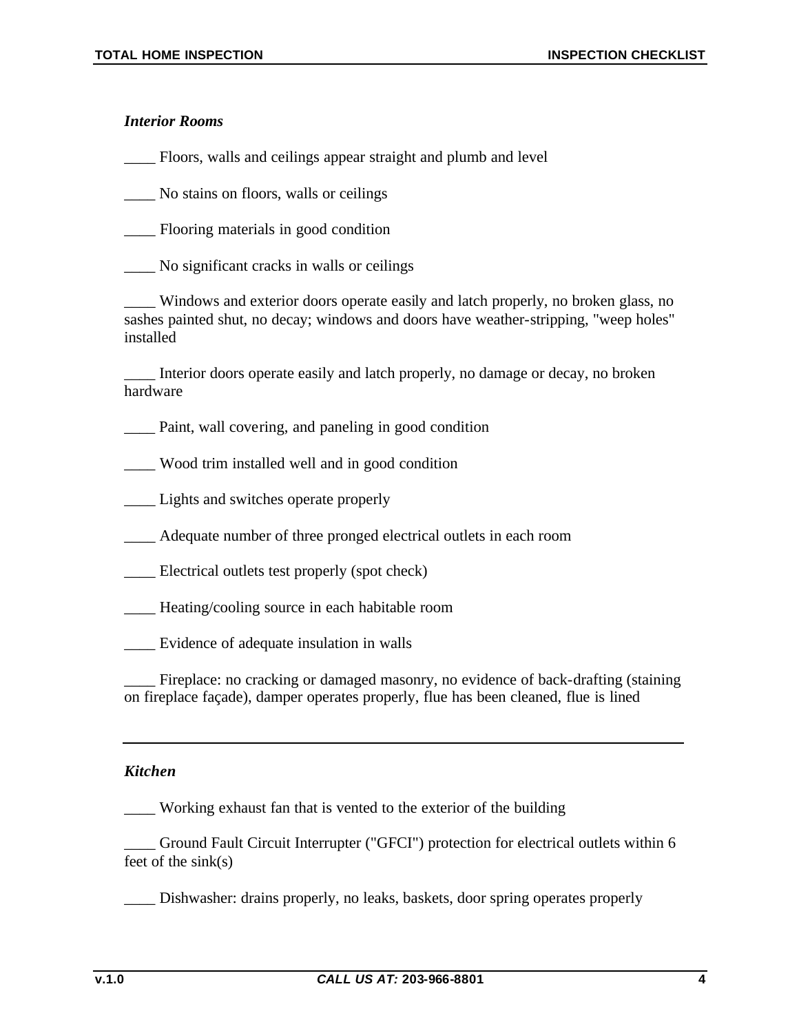### *Interior Rooms*

____ Floors, walls and ceilings appear straight and plumb and level

____ No stains on floors, walls or ceilings

____ Flooring materials in good condition

____ No significant cracks in walls or ceilings

____ Windows and exterior doors operate easily and latch properly, no broken glass, no sashes painted shut, no decay; windows and doors have weather-stripping, "weep holes" installed

____ Interior doors operate easily and latch properly, no damage or decay, no broken hardware

____ Paint, wall covering, and paneling in good condition

____ Wood trim installed well and in good condition

____ Lights and switches operate properly

____ Adequate number of three pronged electrical outlets in each room

____ Electrical outlets test properly (spot check)

____ Heating/cooling source in each habitable room

____ Evidence of adequate insulation in walls

____ Fireplace: no cracking or damaged masonry, no evidence of back-drafting (staining on fireplace façade), damper operates properly, flue has been cleaned, flue is lined

---

### *Kitchen*

____ Working exhaust fan that is vented to the exterior of the building

____ Ground Fault Circuit Interrupter ("GFCI") protection for electrical outlets within 6 feet of the sink(s)

____ Dishwasher: drains properly, no leaks, baskets, door spring operates properly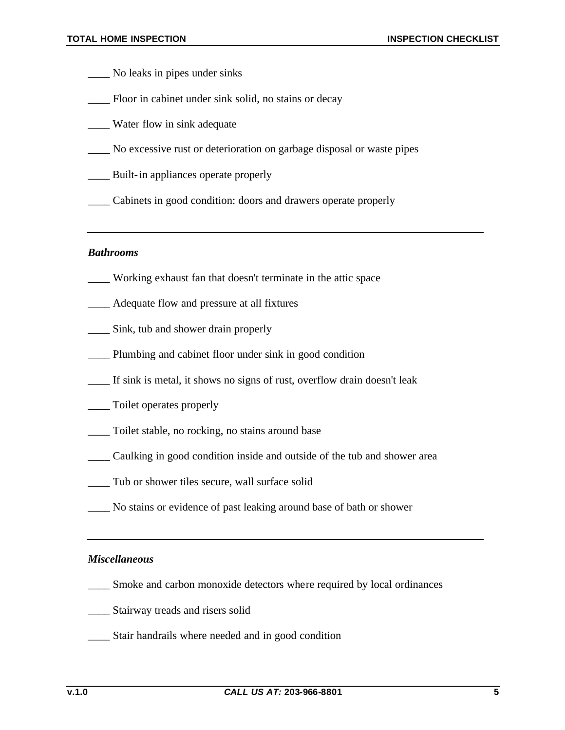____ No leaks in pipes under sinks

____ Floor in cabinet under sink solid, no stains or decay

____ Water flow in sink adequate

____ No excessive rust or deterioration on garbage disposal or waste pipes

____ Built-in appliances operate properly

____ Cabinets in good condition: doors and drawers operate properly

---

***Bathrooms***

____ Working exhaust fan that doesn't terminate in the attic space

____ Adequate flow and pressure at all fixtures

____ Sink, tub and shower drain properly

____ Plumbing and cabinet floor under sink in good condition

____ If sink is metal, it shows no signs of rust, overflow drain doesn't leak

____ Toilet operates properly

____ Toilet stable, no rocking, no stains around base

____ Caulking in good condition inside and outside of the tub and shower area

____ Tub or shower tiles secure, wall surface solid

____ No stains or evidence of past leaking around base of bath or shower

---

***Miscellaneous***

____ Smoke and carbon monoxide detectors where required by local ordinances

____ Stairway treads and risers solid

____ Stair handrails where needed and in good condition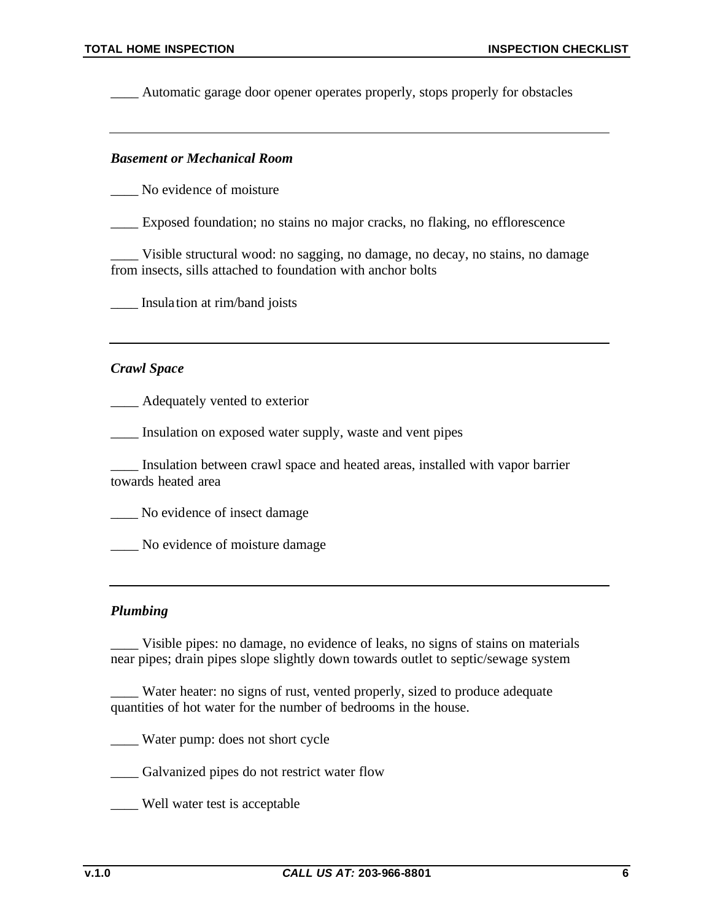____ Automatic garage door opener operates properly, stops properly for obstacles

---

### *Basement or Mechanical Room*

____ No evidence of moisture

____ Exposed foundation; no stains no major cracks, no flaking, no efflorescence

____ Visible structural wood: no sagging, no damage, no decay, no stains, no damage from insects, sills attached to foundation with anchor bolts

____ Insulation at rim/band joists

---

### *Crawl Space*

____ Adequately vented to exterior

____ Insulation on exposed water supply, waste and vent pipes

____ Insulation between crawl space and heated areas, installed with vapor barrier towards heated area

____ No evidence of insect damage

____ No evidence of moisture damage

---

### *Plumbing*

____ Visible pipes: no damage, no evidence of leaks, no signs of stains on materials near pipes; drain pipes slope slightly down towards outlet to septic/sewage system

____ Water heater: no signs of rust, vented properly, sized to produce adequate quantities of hot water for the number of bedrooms in the house.

____ Water pump: does not short cycle

____ Galvanized pipes do not restrict water flow

____ Well water test is acceptable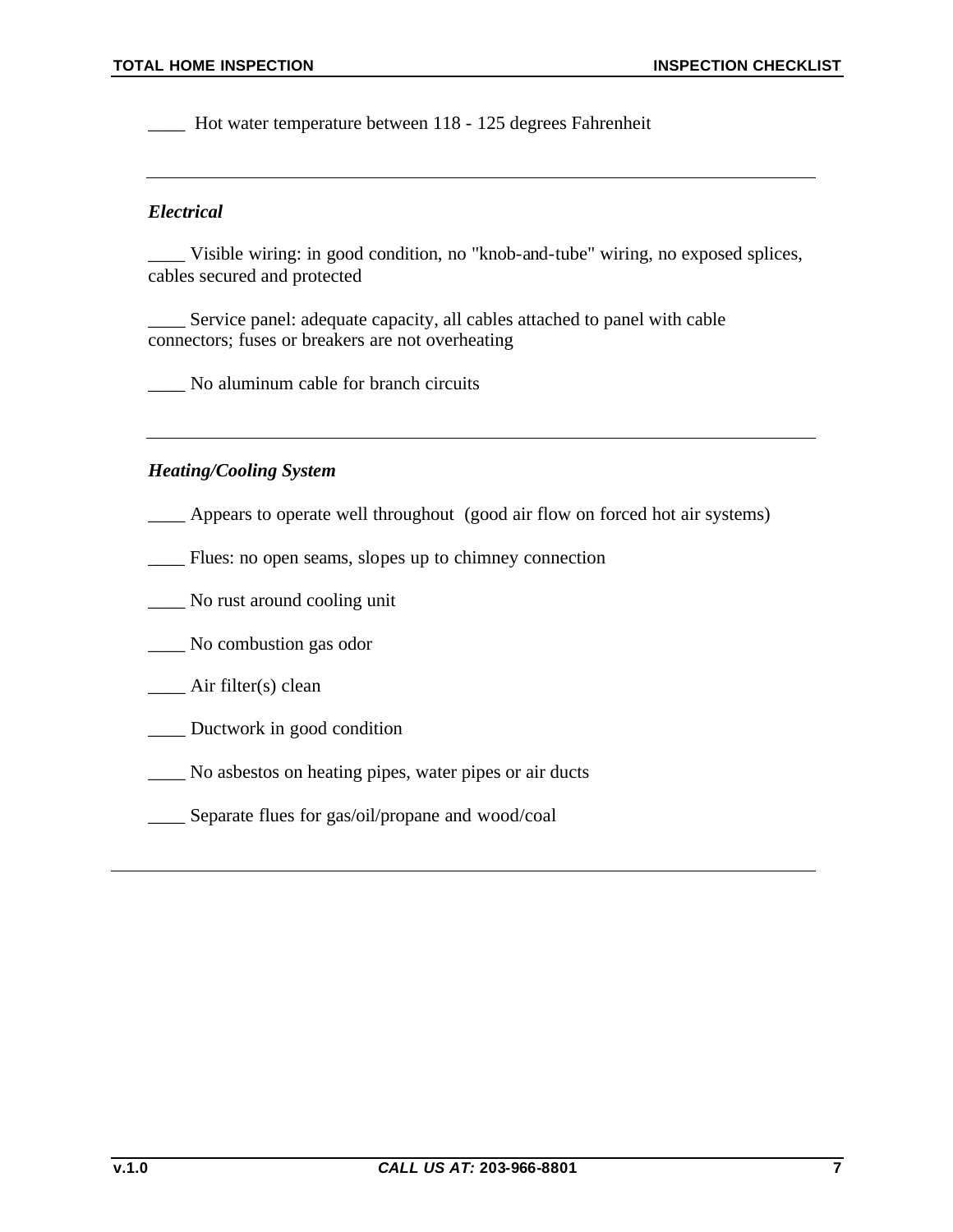____ Hot water temperature between 118 - 125 degrees Fahrenheit

---

### *Electrical*

____ Visible wiring: in good condition, no "knob-and-tube" wiring, no exposed splices, cables secured and protected

____ Service panel: adequate capacity, all cables attached to panel with cable connectors; fuses or breakers are not overheating

____ No aluminum cable for branch circuits

---

### *Heating/Cooling System*

____ Appears to operate well throughout (good air flow on forced hot air systems)

____ Flues: no open seams, slopes up to chimney connection

____ No rust around cooling unit

____ No combustion gas odor

____ Air filter(s) clean

____ Ductwork in good condition

____ No asbestos on heating pipes, water pipes or air ducts

____ Separate flues for gas/oil/propane and wood/coal

---